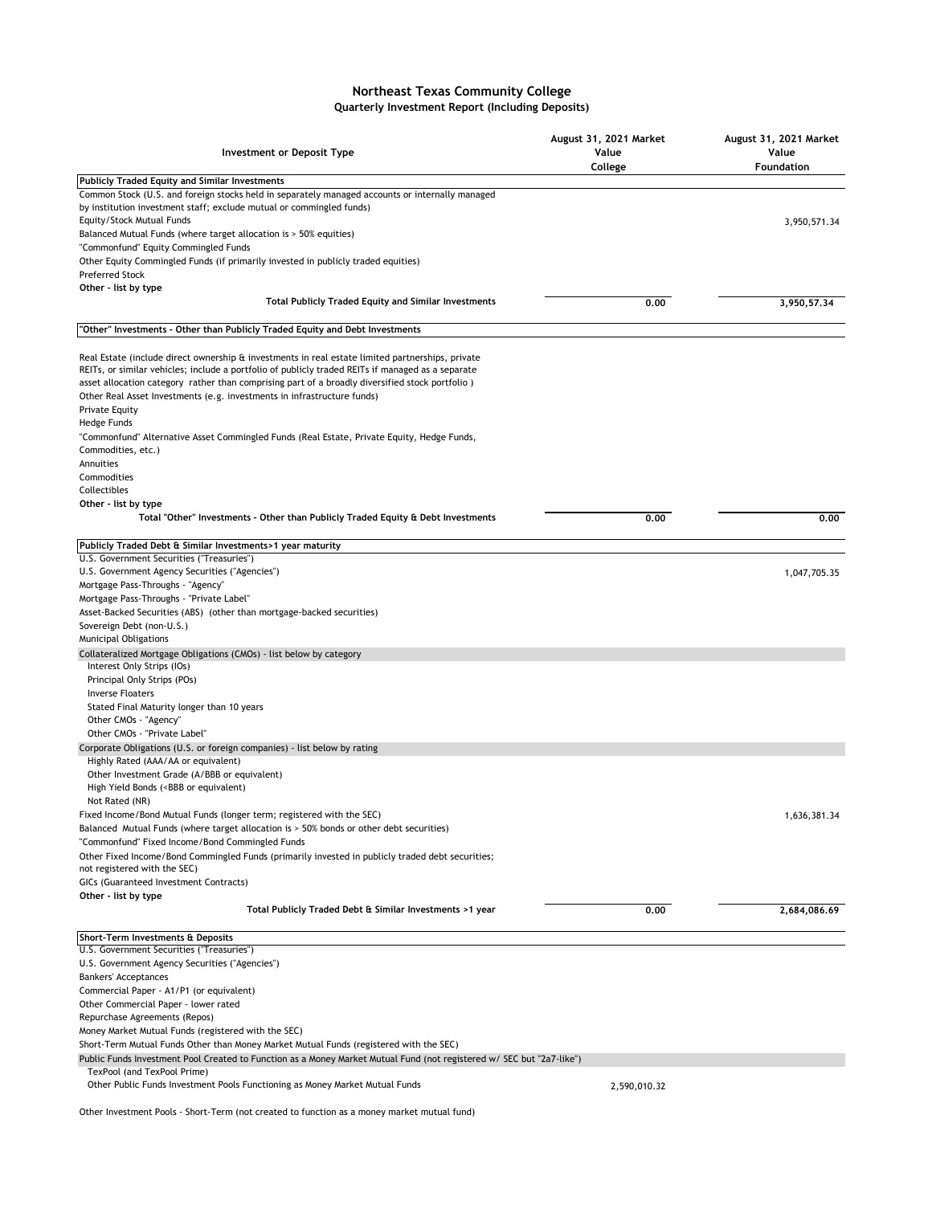# Northeast Texas Community College

## Quarterly Investment Report (Including Deposits)

| Investment or Deposit Type | August 31, 2021 Market Value College | August 31, 2021 Market Value Foundation |
|---|---|---|
| **Publicly Traded Equity and Similar Investments** | | |
| Common Stock (U.S. and foreign stocks held in separately managed accounts or internally managed by institution investment staff; exclude mutual or commingled funds) | | |
| Equity/Stock Mutual Funds | | 3,950,571.34 |
| Balanced Mutual Funds (where target allocation is > 50% equities) | | |
| "Commonfund" Equity Commingled Funds | | |
| Other Equity Commingled Funds (if primarily invested in publicly traded equities) | | |
| Preferred Stock | | |
| **Other - list by type** | | |
| **Total Publicly Traded Equity and Similar Investments** | **0.00** | **3,950,57.34** |
| **"Other" Investments - Other than Publicly Traded Equity and Debt Investments** | | |
| Real Estate (include direct ownership & investments in real estate limited partnerships, private REITs, or similar vehicles; include a portfolio of publicly traded REITs if managed as a separate asset allocation category rather than comprising part of a broadly diversified stock portfolio ) | | |
| Other Real Asset Investments (e.g. investments in infrastructure funds) | | |
| Private Equity | | |
| Hedge Funds | | |
| "Commonfund" Alternative Asset Commingled Funds (Real Estate, Private Equity, Hedge Funds, Commodities, etc.) | | |
| Annuities | | |
| Commodities | | |
| Collectibles | | |
| **Other - list by type** | | |
| **Total "Other" Investments - Other than Publicly Traded Equity & Debt Investments** | **0.00** | **0.00** |
| **Publicly Traded Debt & Similar Investments>1 year maturity** | | |
| U.S. Government Securities ("Treasuries") | | |
| U.S. Government Agency Securities ("Agencies") | | 1,047,705.35 |
| Mortgage Pass-Throughs - "Agency" | | |
| Mortgage Pass-Throughs - "Private Label" | | |
| Asset-Backed Securities (ABS) (other than mortgage-backed securities) | | |
| Sovereign Debt (non-U.S.) | | |
| Municipal Obligations | | |
| Collateralized Mortgage Obligations (CMOs) - list below by category | | |
| Interest Only Strips (IOs) | | |
| Principal Only Strips (POs) | | |
| Inverse Floaters | | |
| Stated Final Maturity longer than 10 years | | |
| Other CMOs - "Agency" | | |
| Other CMOs - "Private Label" | | |
| Corporate Obligations (U.S. or foreign companies) - list below by rating | | |
| Highly Rated (AAA/AA or equivalent) | | |
| Other Investment Grade (A/BBB or equivalent) | | |
| High Yield Bonds (<BBB or equivalent) | | |
| Not Rated (NR) | | |
| Fixed Income/Bond Mutual Funds (longer term; registered with the SEC) | | 1,636,381.34 |
| Balanced Mutual Funds (where target allocation is > 50% bonds or other debt securities) | | |
| "Commonfund" Fixed Income/Bond Commingled Funds | | |
| Other Fixed Income/Bond Commingled Funds (primarily invested in publicly traded debt securities; not registered with the SEC) | | |
| GICs (Guaranteed Investment Contracts) | | |
| **Other - list by type** | | |
| **Total Publicly Traded Debt & Similar Investments >1 year** | **0.00** | **2,684,086.69** |
| **Short-Term Investments & Deposits** | | |
| U.S. Government Securities ("Treasuries") | | |
| U.S. Government Agency Securities ("Agencies") | | |
| Bankers' Acceptances | | |
| Commercial Paper - A1/P1 (or equivalent) | | |
| Other Commercial Paper - lower rated | | |
| Repurchase Agreements (Repos) | | |
| Money Market Mutual Funds (registered with the SEC) | | |
| Short-Term Mutual Funds Other than Money Market Mutual Funds (registered with the SEC) | | |
| Public Funds Investment Pool Created to Function as a Money Market Mutual Fund (not registered w/ SEC but "2a7-like") | | |
| TexPool (and TexPool Prime) | | |
| Other Public Funds Investment Pools Functioning as Money Market Mutual Funds | 2,590,010.32 | |
| Other Investment Pools - Short-Term (not created to function as a money market mutual fund) | | |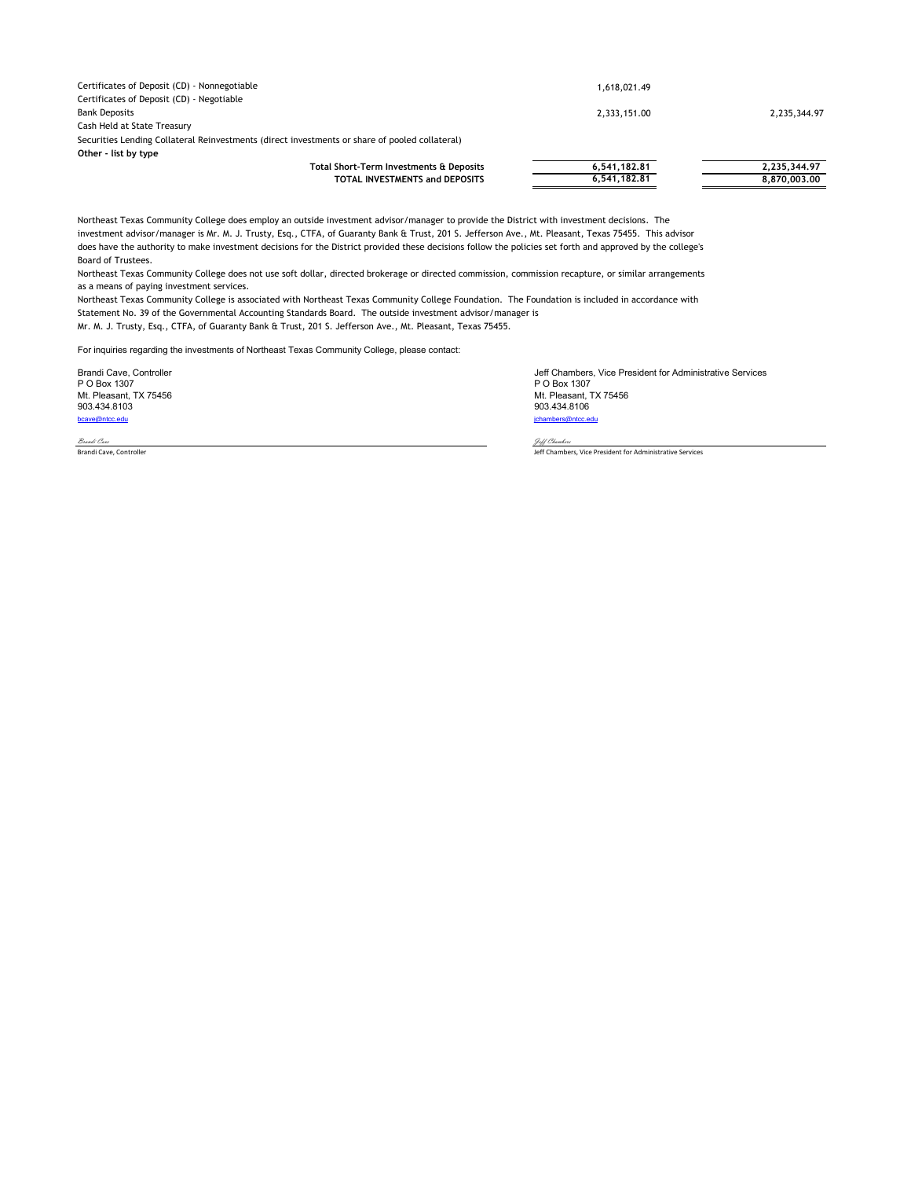| | | |
|---|---|---|
| Certificates of Deposit (CD) - Nonnegotiable | 1,618,021.49 | |
| Certificates of Deposit (CD) - Negotiable | | |
| Bank Deposits | 2,333,151.00 | 2,235,344.97 |
| Cash Held at State Treasury | | |
| Securities Lending Collateral Reinvestments (direct investments or share of pooled collateral) | | |
| **Other - list by type** | | |
| **Total Short-Term Investments & Deposits** | **6,541,182.81** | **2,235,344.97** |
| **TOTAL INVESTMENTS and DEPOSITS** | **6,541,182.81** | **8,870,003.00** |

Northeast Texas Community College does employ an outside investment advisor/manager to provide the District with investment decisions. The investment advisor/manager is Mr. M. J. Trusty, Esq., CTFA, of Guaranty Bank & Trust, 201 S. Jefferson Ave., Mt. Pleasant, Texas 75455. This advisor does have the authority to make investment decisions for the District provided these decisions follow the policies set forth and approved by the college's Board of Trustees.

Northeast Texas Community College does not use soft dollar, directed brokerage or directed commission, commission recapture, or similar arrangements as a means of paying investment services.

Northeast Texas Community College is associated with Northeast Texas Community College Foundation. The Foundation is included in accordance with Statement No. 39 of the Governmental Accounting Standards Board. The outside investment advisor/manager is Mr. M. J. Trusty, Esq., CTFA, of Guaranty Bank & Trust, 201 S. Jefferson Ave., Mt. Pleasant, Texas 75455.

For inquiries regarding the investments of Northeast Texas Community College, please contact:

Brandi Cave, Controller
P O Box 1307
Mt. Pleasant, TX 75456
903.434.8103
bcave@ntcc.edu

Jeff Chambers, Vice President for Administrative Services
P O Box 1307
Mt. Pleasant, TX 75456
903.434.8106
jchambers@ntcc.edu

*Brandi Cave*
Brandi Cave, Controller

*Jeff Chambers*
Jeff Chambers, Vice President for Administrative Services